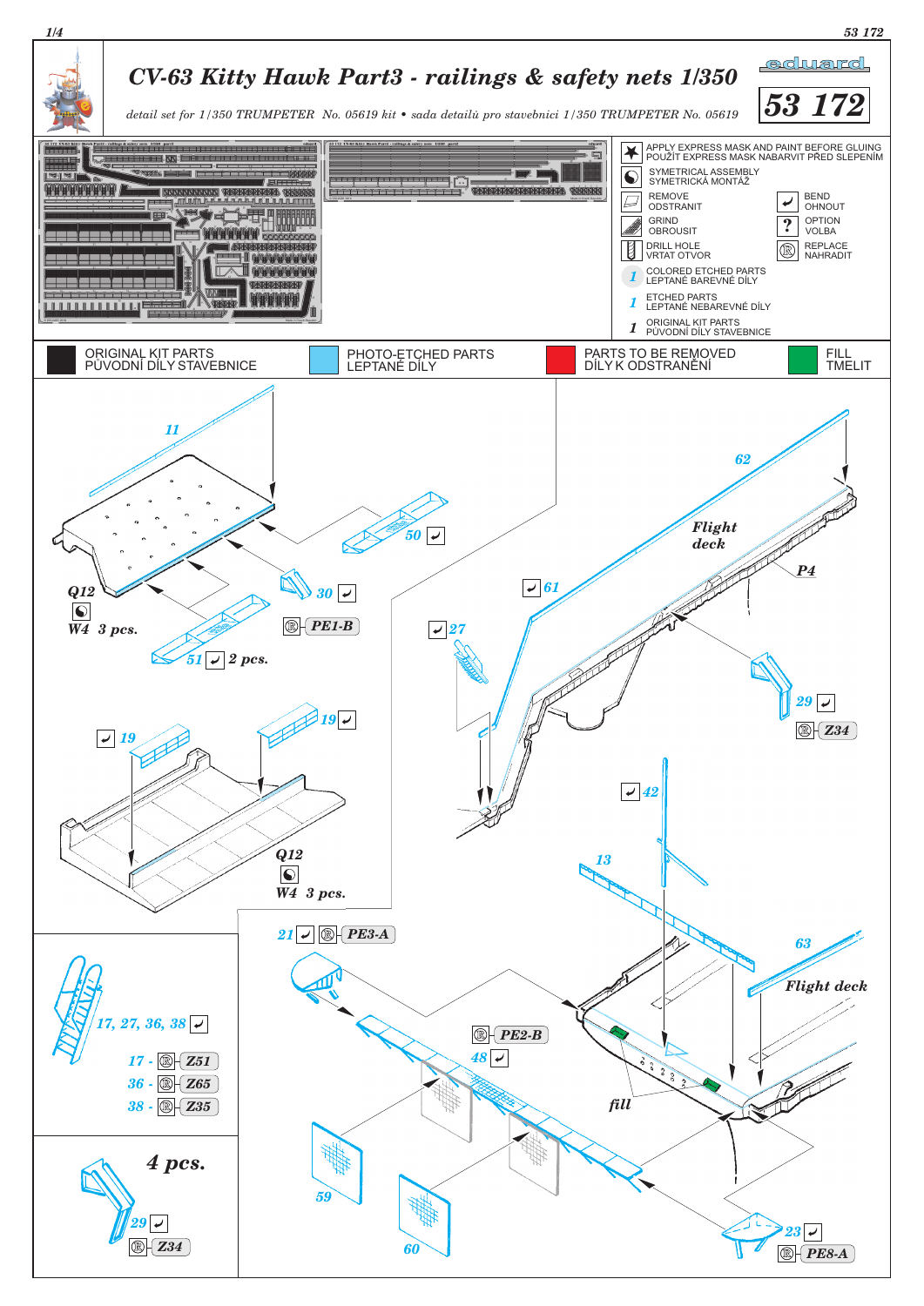# CV-63 Kitty Hawk Part3 - railings & safety nets 1/350

*detail set for 1/350 TRUMPETER No. 05619 kit • sada detailů pro stavebnici 1/350 TRUMPETER No. 05619*

eduard

**53 172**

- APPLY EXPRESS MASK AND PAINT BEFORE GLUING / POUŽÍT EXPRESS MASK A NABARVIT PŘED SLEPENÍM
- SYMETRICAL ASSEMBLY / SYMETRICKÁ MONTÁŽ
- REMOVE / ODSTRANIT
- BEND / OHNOUT
- GRIND / OBROUSIT
- OPTION / VOLBA
- DRILL HOLE / VRTAT OTVOR
- REPLACE / NAHRADIT
- COLORED ETCHED PARTS / LEPTANÉ BAREVNÉ DÍLY
- ETCHED PARTS / LEPTANÉ NEBAREVNÉ DÍLY
- ORIGINAL KIT PARTS / PŮVODNÍ DÍLY STAVEBNICE

| ORIGINAL KIT PARTS / PŮVODNÍ DÍLY STAVEBNICE | PHOTO-ETCHED PARTS / LEPTANÉ DÍLY | PARTS TO BE REMOVED / DÍLY K ODSTRANĚNÍ | FILL / TMELIT |
| --- | --- | --- | --- |

11, 50, 30, PE1-B, Q12, W4 3 pcs., 51 2 pcs.

62, Flight deck, P4, 61, 27, 29, Z34

19, 19, Q12, W4 3 pcs.

42, 13

21, PE3-A, 63, Flight deck

17, 27, 36, 38
- 17 - Z51
- 36 - Z65
- 38 - Z35

PE2-B, 48, fill

4 pcs.

29, Z34

59, 60, 23, PE8-A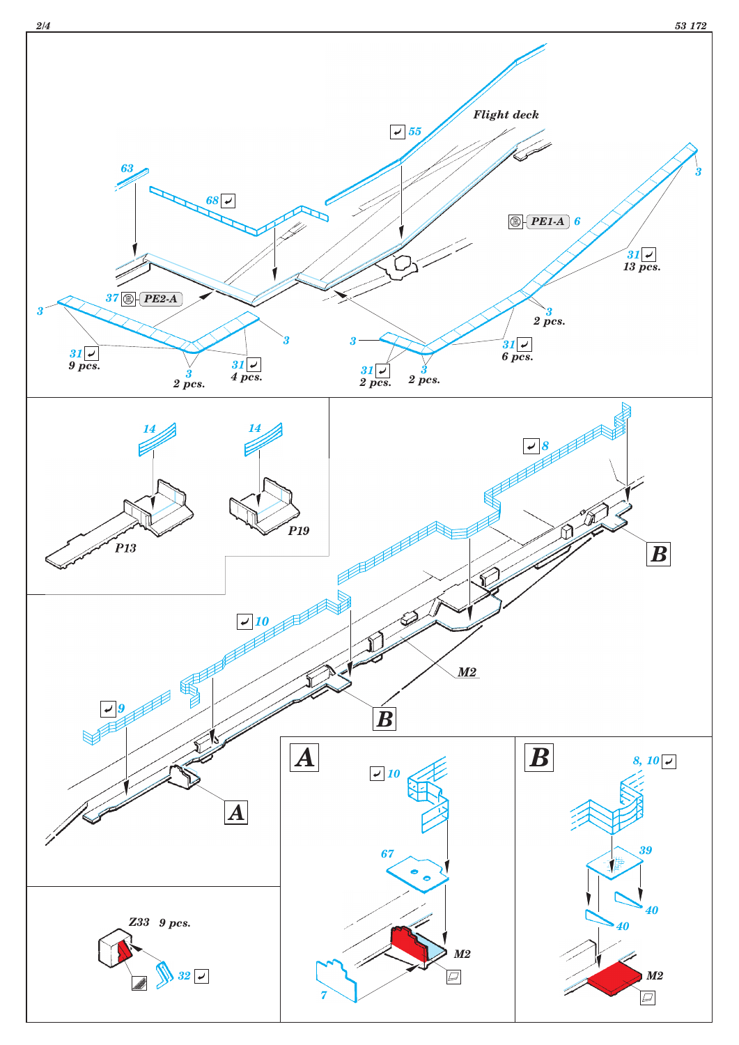Flight deck

55

63

68

PE1-A 6

3

31
13 pcs.

37 PE2-A

3

3
2 pcs.

3

31
9 pcs.

3
2 pcs.

31
4 pcs.

3

31
2 pcs.

3
2 pcs.

31
6 pcs.

14

14

P13

P19

8

10

9

B

M2

B

A

A

10

67

M2

7

B

8, 10

39

40

40

M2

Z33 9 pcs.

32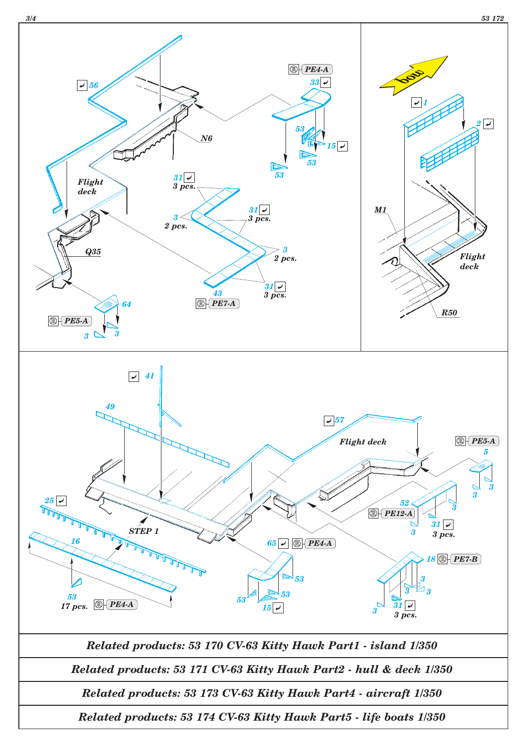Flight deck

56

N6

PE4-A

33

53

15

53

53

31 3 pcs.

3 2 pcs.

31 3 pcs.

3 2 pcs.

43

PE7-A

31 3 pcs.

Q35

64

PE5-A

3

3

bow

1

2

M1

Flight deck

R50

41

49

57

Flight deck

PE5-A

5

3

3

25

STEP 1

52

PE12-A

3

3

31 3 pcs.

16

65 PE4-A

53

53

53

15

18 PE7-B

3

3

3

3

31 3 pcs.

53 17 pcs.

PE4-A

| Related products: 53 170 CV-63 Kitty Hawk Part1 - island 1/350 |
|---|
| Related products: 53 171 CV-63 Kitty Hawk Part2 - hull & deck 1/350 |
| Related products: 53 173 CV-63 Kitty Hawk Part4 - aircraft 1/350 |
| Related products: 53 174 CV-63 Kitty Hawk Part5 - life boats 1/350 |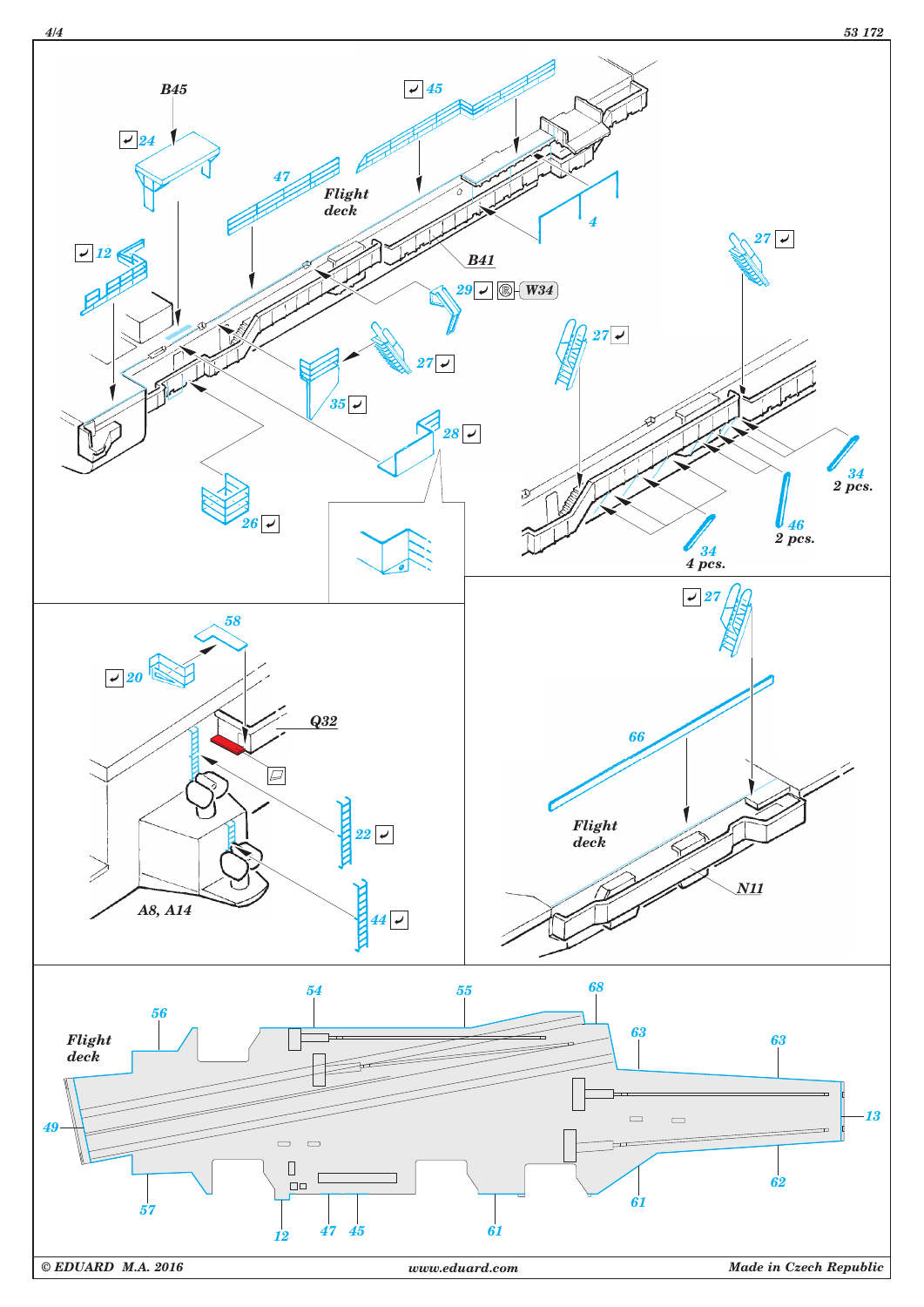B45

24

45

47

Flight deck

12

4

B41

29 R W34

27

27

27

35

28

26

34 2 pcs.

46 2 pcs.

34 4 pcs.

58

20

Q32

22

44

A8, A14

27

66

Flight deck

N11

Flight deck

54

55

68

56

63

63

49

13

57

12

47

45

61

61

62

© EDUARD M.A. 2016

www.eduard.com

Made in Czech Republic